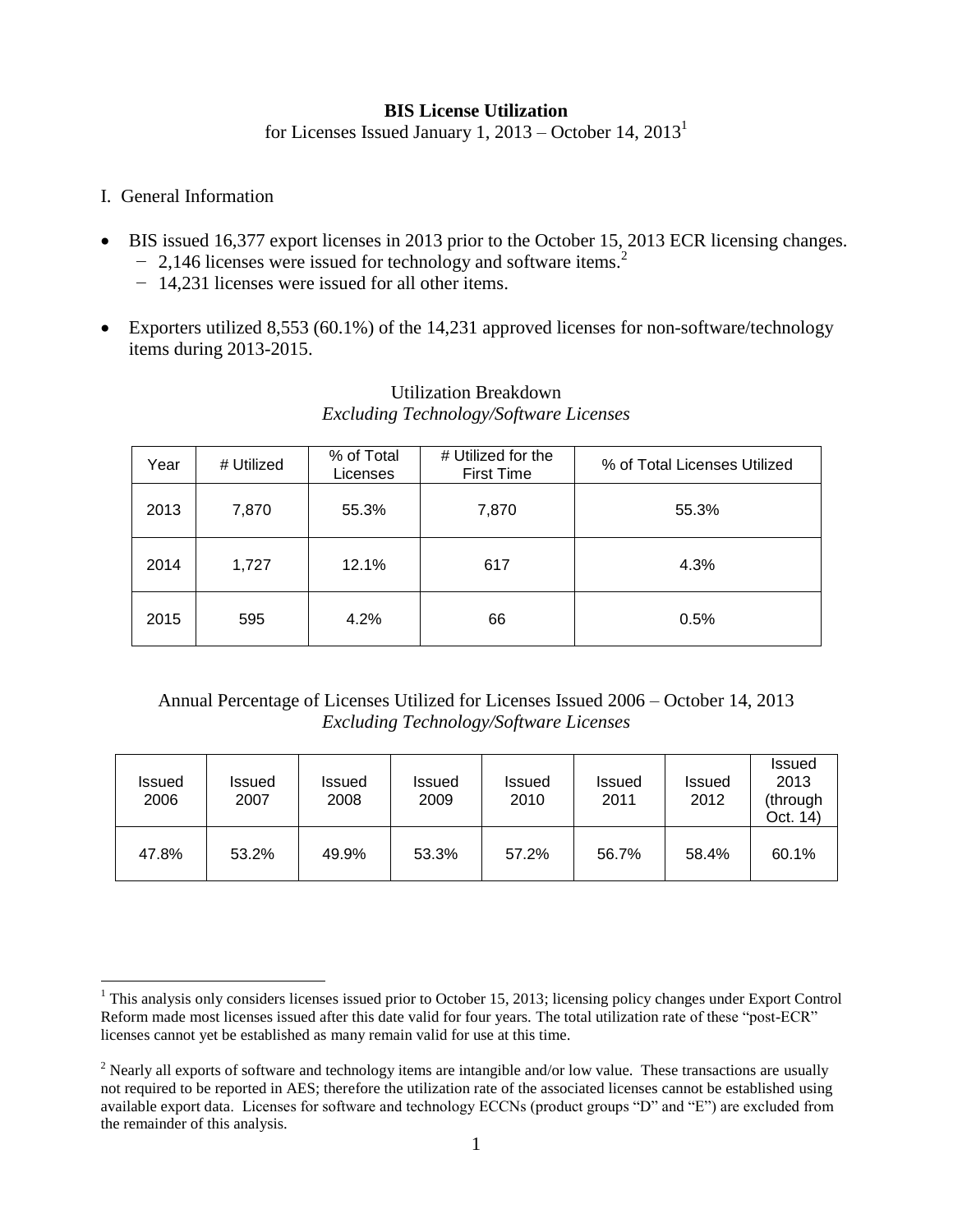# BIS License Utilization

for Licenses Issued January 1, 2013 – October 14, 2013[1]

## I. General Information

- BIS issued 16,377 export licenses in 2013 prior to the October 15, 2013 ECR licensing changes.
  - 2,146 licenses were issued for technology and software items.[2]
  - 14,231 licenses were issued for all other items.
- Exporters utilized 8,553 (60.1%) of the 14,231 approved licenses for non-software/technology items during 2013-2015.

Utilization Breakdown
*Excluding Technology/Software Licenses*

| Year | # Utilized | % of Total Licenses | # Utilized for the First Time | % of Total Licenses Utilized |
|---|---|---|---|---|
| 2013 | 7,870 | 55.3% | 7,870 | 55.3% |
| 2014 | 1,727 | 12.1% | 617 | 4.3% |
| 2015 | 595 | 4.2% | 66 | 0.5% |

Annual Percentage of Licenses Utilized for Licenses Issued 2006 – October 14, 2013
*Excluding Technology/Software Licenses*

| Issued 2006 | Issued 2007 | Issued 2008 | Issued 2009 | Issued 2010 | Issued 2011 | Issued 2012 | Issued 2013 (through Oct. 14) |
|---|---|---|---|---|---|---|---|
| 47.8% | 53.2% | 49.9% | 53.3% | 57.2% | 56.7% | 58.4% | 60.1% |

[1] This analysis only considers licenses issued prior to October 15, 2013; licensing policy changes under Export Control Reform made most licenses issued after this date valid for four years. The total utilization rate of these "post-ECR" licenses cannot yet be established as many remain valid for use at this time.

[2] Nearly all exports of software and technology items are intangible and/or low value. These transactions are usually not required to be reported in AES; therefore the utilization rate of the associated licenses cannot be established using available export data. Licenses for software and technology ECCNs (product groups "D" and "E") are excluded from the remainder of this analysis.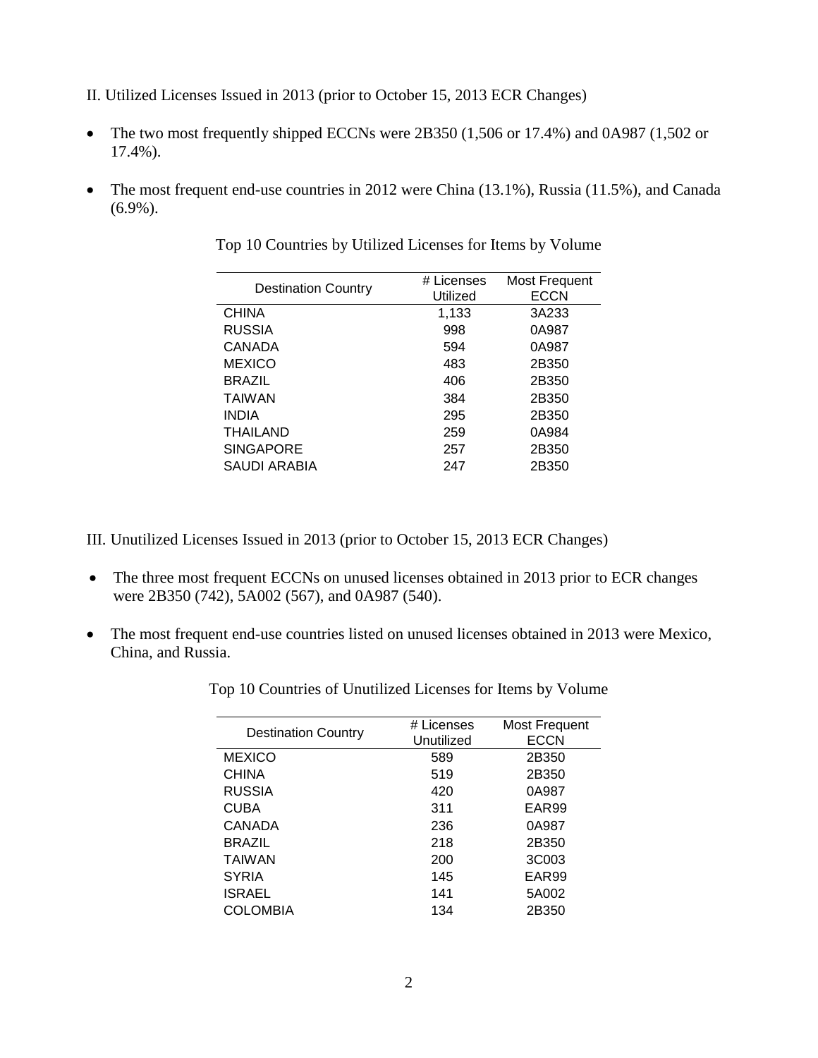## II. Utilized Licenses Issued in 2013 (prior to October 15, 2013 ECR Changes)

- The two most frequently shipped ECCNs were 2B350 (1,506 or 17.4%) and 0A987 (1,502 or 17.4%).
- The most frequent end-use countries in 2012 were China (13.1%), Russia (11.5%), and Canada (6.9%).

Top 10 Countries by Utilized Licenses for Items by Volume

| Destination Country | # Licenses Utilized | Most Frequent ECCN |
|---|---|---|
| CHINA | 1,133 | 3A233 |
| RUSSIA | 998 | 0A987 |
| CANADA | 594 | 0A987 |
| MEXICO | 483 | 2B350 |
| BRAZIL | 406 | 2B350 |
| TAIWAN | 384 | 2B350 |
| INDIA | 295 | 2B350 |
| THAILAND | 259 | 0A984 |
| SINGAPORE | 257 | 2B350 |
| SAUDI ARABIA | 247 | 2B350 |

## III. Unutilized Licenses Issued in 2013 (prior to October 15, 2013 ECR Changes)

- The three most frequent ECCNs on unused licenses obtained in 2013 prior to ECR changes were 2B350 (742), 5A002 (567), and 0A987 (540).
- The most frequent end-use countries listed on unused licenses obtained in 2013 were Mexico, China, and Russia.

Top 10 Countries of Unutilized Licenses for Items by Volume

| Destination Country | # Licenses Unutilized | Most Frequent ECCN |
|---|---|---|
| MEXICO | 589 | 2B350 |
| CHINA | 519 | 2B350 |
| RUSSIA | 420 | 0A987 |
| CUBA | 311 | EAR99 |
| CANADA | 236 | 0A987 |
| BRAZIL | 218 | 2B350 |
| TAIWAN | 200 | 3C003 |
| SYRIA | 145 | EAR99 |
| ISRAEL | 141 | 5A002 |
| COLOMBIA | 134 | 2B350 |